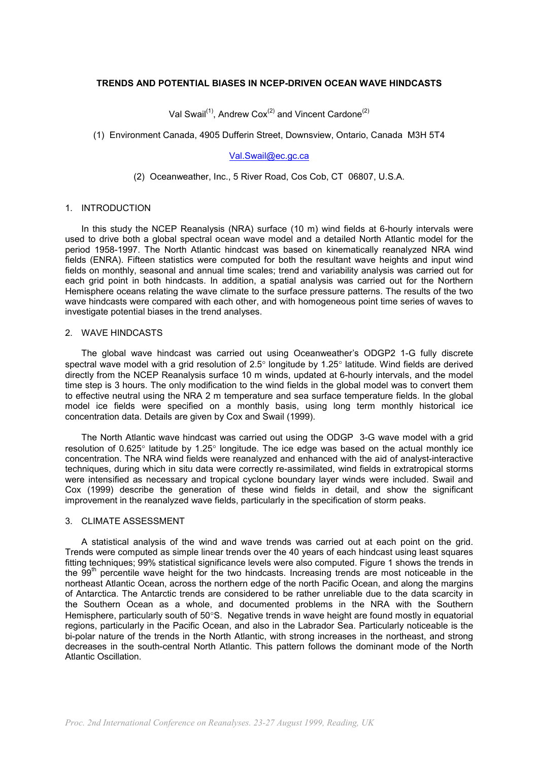# TRENDS AND POTENTIAL BIASES IN NCEP-DRIVEN OCEAN WAVE HINDCASTS

Val Swail[1], Andrew Cox[2] and Vincent Cardone[2]

(1) Environment Canada, 4905 Dufferin Street, Downsview, Ontario, Canada M3H 5T4

Val.Swail@ec.gc.ca

(2) Oceanweather, Inc., 5 River Road, Cos Cob, CT 06807, U.S.A.

## 1. INTRODUCTION

In this study the NCEP Reanalysis (NRA) surface (10 m) wind fields at 6-hourly intervals were used to drive both a global spectral ocean wave model and a detailed North Atlantic model for the period 1958-1997. The North Atlantic hindcast was based on kinematically reanalyzed NRA wind fields (ENRA). Fifteen statistics were computed for both the resultant wave heights and input wind fields on monthly, seasonal and annual time scales; trend and variability analysis was carried out for each grid point in both hindcasts. In addition, a spatial analysis was carried out for the Northern Hemisphere oceans relating the wave climate to the surface pressure patterns. The results of the two wave hindcasts were compared with each other, and with homogeneous point time series of waves to investigate potential biases in the trend analyses.

## 2. WAVE HINDCASTS

The global wave hindcast was carried out using Oceanweather's ODGP2 1-G fully discrete spectral wave model with a grid resolution of 2.5° longitude by 1.25° latitude. Wind fields are derived directly from the NCEP Reanalysis surface 10 m winds, updated at 6-hourly intervals, and the model time step is 3 hours. The only modification to the wind fields in the global model was to convert them to effective neutral using the NRA 2 m temperature and sea surface temperature fields. In the global model ice fields were specified on a monthly basis, using long term monthly historical ice concentration data. Details are given by Cox and Swail (1999).

The North Atlantic wave hindcast was carried out using the ODGP 3-G wave model with a grid resolution of 0.625° latitude by 1.25° longitude. The ice edge was based on the actual monthly ice concentration. The NRA wind fields were reanalyzed and enhanced with the aid of analyst-interactive techniques, during which in situ data were correctly re-assimilated, wind fields in extratropical storms were intensified as necessary and tropical cyclone boundary layer winds were included. Swail and Cox (1999) describe the generation of these wind fields in detail, and show the significant improvement in the reanalyzed wave fields, particularly in the specification of storm peaks.

## 3. CLIMATE ASSESSMENT

A statistical analysis of the wind and wave trends was carried out at each point on the grid. Trends were computed as simple linear trends over the 40 years of each hindcast using least squares fitting techniques; 99% statistical significance levels were also computed. Figure 1 shows the trends in the $99^{th}$ percentile wave height for the two hindcasts. Increasing trends are most noticeable in the northeast Atlantic Ocean, across the northern edge of the north Pacific Ocean, and along the margins of Antarctica. The Antarctic trends are considered to be rather unreliable due to the data scarcity in the Southern Ocean as a whole, and documented problems in the NRA with the Southern Hemisphere, particularly south of 50°S. Negative trends in wave height are found mostly in equatorial regions, particularly in the Pacific Ocean, and also in the Labrador Sea. Particularly noticeable is the bi-polar nature of the trends in the North Atlantic, with strong increases in the northeast, and strong decreases in the south-central North Atlantic. This pattern follows the dominant mode of the North Atlantic Oscillation.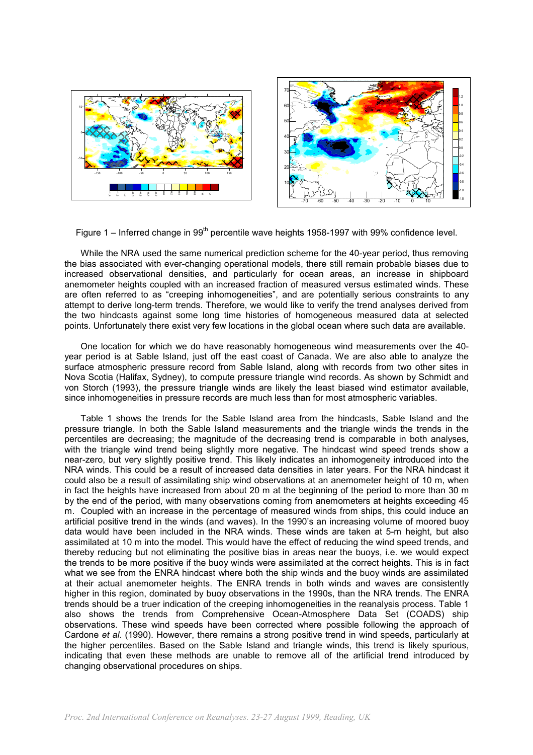Figure 1 – Inferred change in 99th percentile wave heights 1958-1997 with 99% confidence level.

While the NRA used the same numerical prediction scheme for the 40-year period, thus removing the bias associated with ever-changing operational models, there still remain probable biases due to increased observational densities, and particularly for ocean areas, an increase in shipboard anemometer heights coupled with an increased fraction of measured versus estimated winds. These are often referred to as "creeping inhomogeneities", and are potentially serious constraints to any attempt to derive long-term trends. Therefore, we would like to verify the trend analyses derived from the two hindcasts against some long time histories of homogeneous measured data at selected points. Unfortunately there exist very few locations in the global ocean where such data are available.

One location for which we do have reasonably homogeneous wind measurements over the 40-year period is at Sable Island, just off the east coast of Canada. We are also able to analyze the surface atmospheric pressure record from Sable Island, along with records from two other sites in Nova Scotia (Halifax, Sydney), to compute pressure triangle wind records. As shown by Schmidt and von Storch (1993), the pressure triangle winds are likely the least biased wind estimator available, since inhomogeneities in pressure records are much less than for most atmospheric variables.

Table 1 shows the trends for the Sable Island area from the hindcasts, Sable Island and the pressure triangle. In both the Sable Island measurements and the triangle winds the trends in the percentiles are decreasing; the magnitude of the decreasing trend is comparable in both analyses, with the triangle wind trend being slightly more negative. The hindcast wind speed trends show a near-zero, but very slightly positive trend. This likely indicates an inhomogeneity introduced into the NRA winds. This could be a result of increased data densities in later years. For the NRA hindcast it could also be a result of assimilating ship wind observations at an anemometer height of 10 m, when in fact the heights have increased from about 20 m at the beginning of the period to more than 30 m by the end of the period, with many observations coming from anemometers at heights exceeding 45 m. Coupled with an increase in the percentage of measured winds from ships, this could induce an artificial positive trend in the winds (and waves). In the 1990's an increasing volume of moored buoy data would have been included in the NRA winds. These winds are taken at 5-m height, but also assimilated at 10 m into the model. This would have the effect of reducing the wind speed trends, and thereby reducing but not eliminating the positive bias in areas near the buoys, i.e. we would expect the trends to be more positive if the buoy winds were assimilated at the correct heights. This is in fact what we see from the ENRA hindcast where both the ship winds and the buoy winds are assimilated at their actual anemometer heights. The ENRA trends in both winds and waves are consistently higher in this region, dominated by buoy observations in the 1990s, than the NRA trends. The ENRA trends should be a truer indication of the creeping inhomogeneities in the reanalysis process. Table 1 also shows the trends from Comprehensive Ocean-Atmosphere Data Set (COADS) ship observations. These wind speeds have been corrected where possible following the approach of Cardone *et al*. (1990). However, there remains a strong positive trend in wind speeds, particularly at the higher percentiles. Based on the Sable Island and triangle winds, this trend is likely spurious, indicating that even these methods are unable to remove all of the artificial trend introduced by changing observational procedures on ships.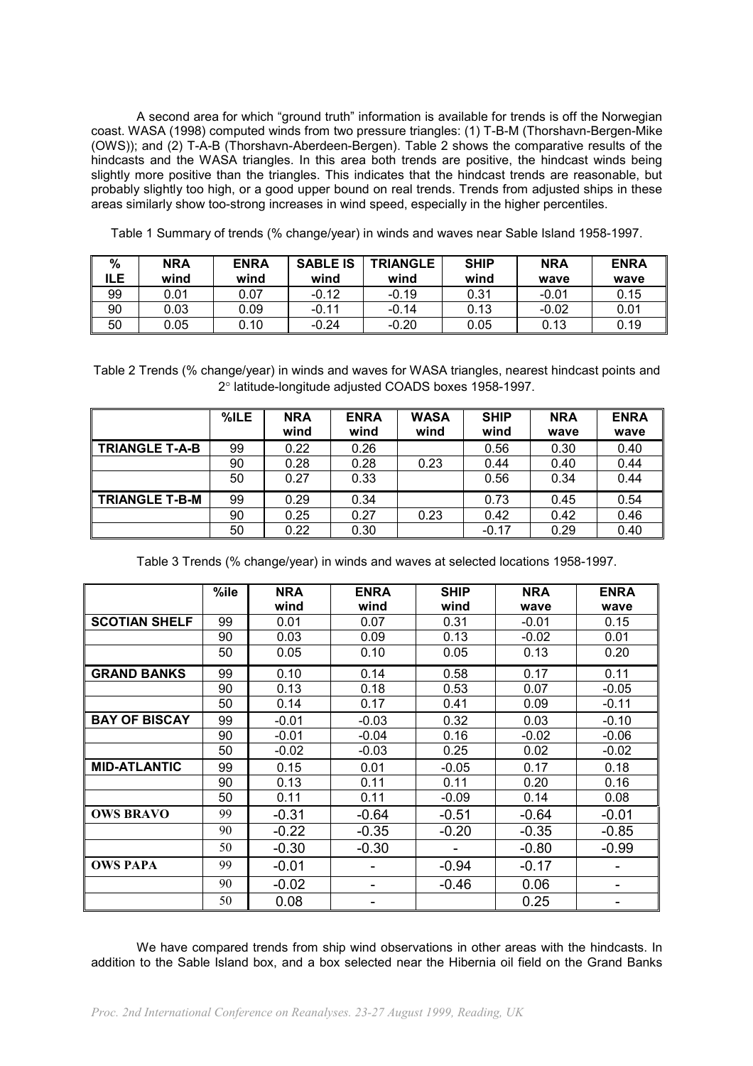A second area for which "ground truth" information is available for trends is off the Norwegian coast. WASA (1998) computed winds from two pressure triangles: (1) T-B-M (Thorshavn-Bergen-Mike (OWS)); and (2) T-A-B (Thorshavn-Aberdeen-Bergen). Table 2 shows the comparative results of the hindcasts and the WASA triangles. In this area both trends are positive, the hindcast winds being slightly more positive than the triangles. This indicates that the hindcast trends are reasonable, but probably slightly too high, or a good upper bound on real trends. Trends from adjusted ships in these areas similarly show too-strong increases in wind speed, especially in the higher percentiles.

Table 1 Summary of trends (% change/year) in winds and waves near Sable Island 1958-1997.

| % ILE | NRA wind | ENRA wind | SABLE IS wind | TRIANGLE wind | SHIP wind | NRA wave | ENRA wave |
|---|---|---|---|---|---|---|---|
| 99 | 0.01 | 0.07 | -0.12 | -0.19 | 0.31 | -0.01 | 0.15 |
| 90 | 0.03 | 0.09 | -0.11 | -0.14 | 0.13 | -0.02 | 0.01 |
| 50 | 0.05 | 0.10 | -0.24 | -0.20 | 0.05 | 0.13 | 0.19 |

Table 2 Trends (% change/year) in winds and waves for WASA triangles, nearest hindcast points and 2° latitude-longitude adjusted COADS boxes 1958-1997.

| | %ILE | NRA wind | ENRA wind | WASA wind | SHIP wind | NRA wave | ENRA wave |
|---|---|---|---|---|---|---|---|
| **TRIANGLE T-A-B** | 99 | 0.22 | 0.26 | | 0.56 | 0.30 | 0.40 |
| | 90 | 0.28 | 0.28 | 0.23 | 0.44 | 0.40 | 0.44 |
| | 50 | 0.27 | 0.33 | | 0.56 | 0.34 | 0.44 |
| **TRIANGLE T-B-M** | 99 | 0.29 | 0.34 | | 0.73 | 0.45 | 0.54 |
| | 90 | 0.25 | 0.27 | 0.23 | 0.42 | 0.42 | 0.46 |
| | 50 | 0.22 | 0.30 | | -0.17 | 0.29 | 0.40 |

Table 3 Trends (% change/year) in winds and waves at selected locations 1958-1997.

| | %ile | NRA wind | ENRA wind | SHIP wind | NRA wave | ENRA wave |
|---|---|---|---|---|---|---|
| **SCOTIAN SHELF** | 99 | 0.01 | 0.07 | 0.31 | -0.01 | 0.15 |
| | 90 | 0.03 | 0.09 | 0.13 | -0.02 | 0.01 |
| | 50 | 0.05 | 0.10 | 0.05 | 0.13 | 0.20 |
| **GRAND BANKS** | 99 | 0.10 | 0.14 | 0.58 | 0.17 | 0.11 |
| | 90 | 0.13 | 0.18 | 0.53 | 0.07 | -0.05 |
| | 50 | 0.14 | 0.17 | 0.41 | 0.09 | -0.11 |
| **BAY OF BISCAY** | 99 | -0.01 | -0.03 | 0.32 | 0.03 | -0.10 |
| | 90 | -0.01 | -0.04 | 0.16 | -0.02 | -0.06 |
| | 50 | -0.02 | -0.03 | 0.25 | 0.02 | -0.02 |
| **MID-ATLANTIC** | 99 | 0.15 | 0.01 | -0.05 | 0.17 | 0.18 |
| | 90 | 0.13 | 0.11 | 0.11 | 0.20 | 0.16 |
| | 50 | 0.11 | 0.11 | -0.09 | 0.14 | 0.08 |
| **OWS BRAVO** | 99 | -0.31 | -0.64 | -0.51 | -0.64 | -0.01 |
| | 90 | -0.22 | -0.35 | -0.20 | -0.35 | -0.85 |
| | 50 | -0.30 | -0.30 | - | -0.80 | -0.99 |
| **OWS PAPA** | 99 | -0.01 | - | -0.94 | -0.17 | - |
| | 90 | -0.02 | - | -0.46 | 0.06 | - |
| | 50 | 0.08 | - | | 0.25 | - |

We have compared trends from ship wind observations in other areas with the hindcasts. In addition to the Sable Island box, and a box selected near the Hibernia oil field on the Grand Banks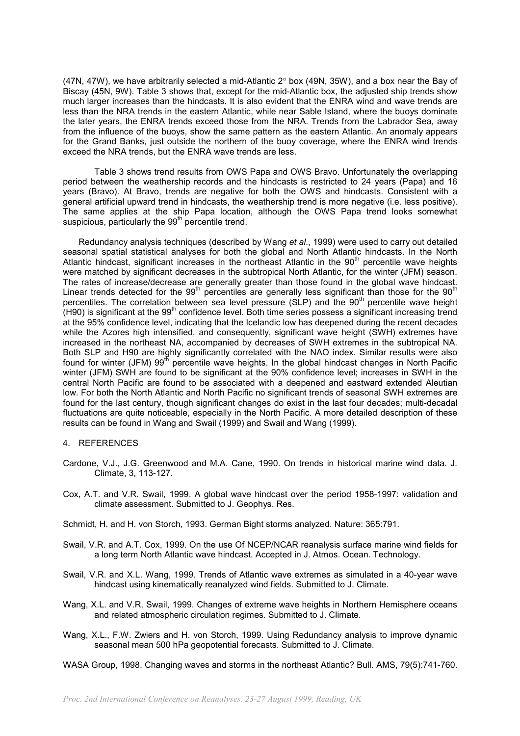(47N, 47W), we have arbitrarily selected a mid-Atlantic 2° box (49N, 35W), and a box near the Bay of Biscay (45N, 9W). Table 3 shows that, except for the mid-Atlantic box, the adjusted ship trends show much larger increases than the hindcasts. It is also evident that the ENRA wind and wave trends are less than the NRA trends in the eastern Atlantic, while near Sable Island, where the buoys dominate the later years, the ENRA trends exceed those from the NRA. Trends from the Labrador Sea, away from the influence of the buoys, show the same pattern as the eastern Atlantic. An anomaly appears for the Grand Banks, just outside the northern of the buoy coverage, where the ENRA wind trends exceed the NRA trends, but the ENRA wave trends are less.

Table 3 shows trend results from OWS Papa and OWS Bravo. Unfortunately the overlapping period between the weathership records and the hindcasts is restricted to 24 years (Papa) and 16 years (Bravo). At Bravo, trends are negative for both the OWS and hindcasts. Consistent with a general artificial upward trend in hindcasts, the weathership trend is more negative (i.e. less positive). The same applies at the ship Papa location, although the OWS Papa trend looks somewhat suspicious, particularly the 99$^{th}$ percentile trend.

Redundancy analysis techniques (described by Wang *et al*., 1999) were used to carry out detailed seasonal spatial statistical analyses for both the global and North Atlantic hindcasts. In the North Atlantic hindcast, significant increases in the northeast Atlantic in the 90$^{th}$ percentile wave heights were matched by significant decreases in the subtropical North Atlantic, for the winter (JFM) season. The rates of increase/decrease are generally greater than those found in the global wave hindcast. Linear trends detected for the 99$^{th}$ percentiles are generally less significant than those for the 90$^{th}$ percentiles. The correlation between sea level pressure (SLP) and the 90$^{th}$ percentile wave height (H90) is significant at the 99$^{th}$ confidence level. Both time series possess a significant increasing trend at the 95% confidence level, indicating that the Icelandic low has deepened during the recent decades while the Azores high intensified, and consequently, significant wave height (SWH) extremes have increased in the northeast NA, accompanied by decreases of SWH extremes in the subtropical NA. Both SLP and H90 are highly significantly correlated with the NAO index. Similar results were also found for winter (JFM) 99$^{th}$ percentile wave heights. In the global hindcast changes in North Pacific winter (JFM) SWH are found to be significant at the 90% confidence level; increases in SWH in the central North Pacific are found to be associated with a deepened and eastward extended Aleutian low. For both the North Atlantic and North Pacific no significant trends of seasonal SWH extremes are found for the last century, though significant changes do exist in the last four decades; multi-decadal fluctuations are quite noticeable, especially in the North Pacific. A more detailed description of these results can be found in Wang and Swail (1999) and Swail and Wang (1999).

## 4. REFERENCES

Cardone, V.J., J.G. Greenwood and M.A. Cane, 1990. On trends in historical marine wind data. J. Climate, 3, 113-127.

Cox, A.T. and V.R. Swail, 1999. A global wave hindcast over the period 1958-1997: validation and climate assessment. Submitted to J. Geophys. Res.

Schmidt, H. and H. von Storch, 1993. German Bight storms analyzed. Nature: 365:791.

Swail, V.R. and A.T. Cox, 1999. On the use Of NCEP/NCAR reanalysis surface marine wind fields for a long term North Atlantic wave hindcast. Accepted in J. Atmos. Ocean. Technology.

Swail, V.R. and X.L. Wang, 1999. Trends of Atlantic wave extremes as simulated in a 40-year wave hindcast using kinematically reanalyzed wind fields. Submitted to J. Climate.

Wang, X.L. and V.R. Swail, 1999. Changes of extreme wave heights in Northern Hemisphere oceans and related atmospheric circulation regimes. Submitted to J. Climate.

Wang, X.L., F.W. Zwiers and H. von Storch, 1999. Using Redundancy analysis to improve dynamic seasonal mean 500 hPa geopotential forecasts. Submitted to J. Climate.

WASA Group, 1998. Changing waves and storms in the northeast Atlantic? Bull. AMS, 79(5):741-760.